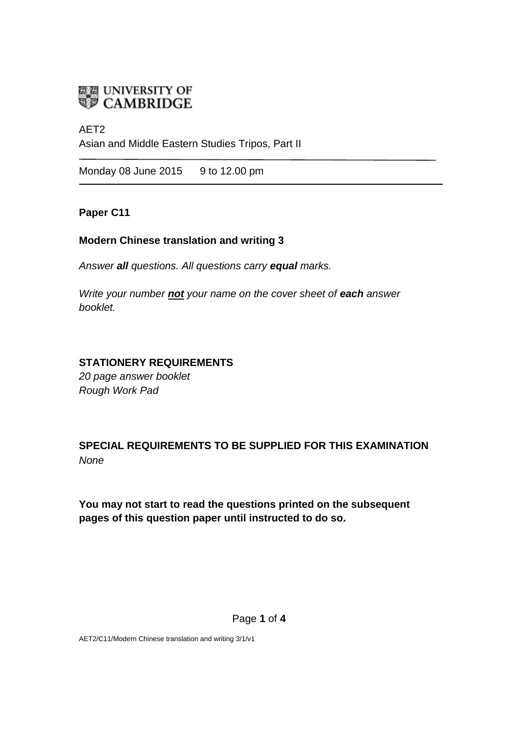UNIVERSITY OF CAMBRIDGE

AET2
Asian and Middle Eastern Studies Tripos, Part II

Monday 08 June 2015 9 to 12.00 pm

**Paper C11**

**Modern Chinese translation and writing 3**

*Answer **all** questions. All questions carry **equal** marks.*

*Write your number **not** your name on the cover sheet of **each** answer booklet.*

**STATIONERY REQUIREMENTS**
*20 page answer booklet*
*Rough Work Pad*

**SPECIAL REQUIREMENTS TO BE SUPPLIED FOR THIS EXAMINATION**
*None*

**You may not start to read the questions printed on the subsequent pages of this question paper until instructed to do so.**

AET2/C11/Modern Chinese translation and writing 3/1/v1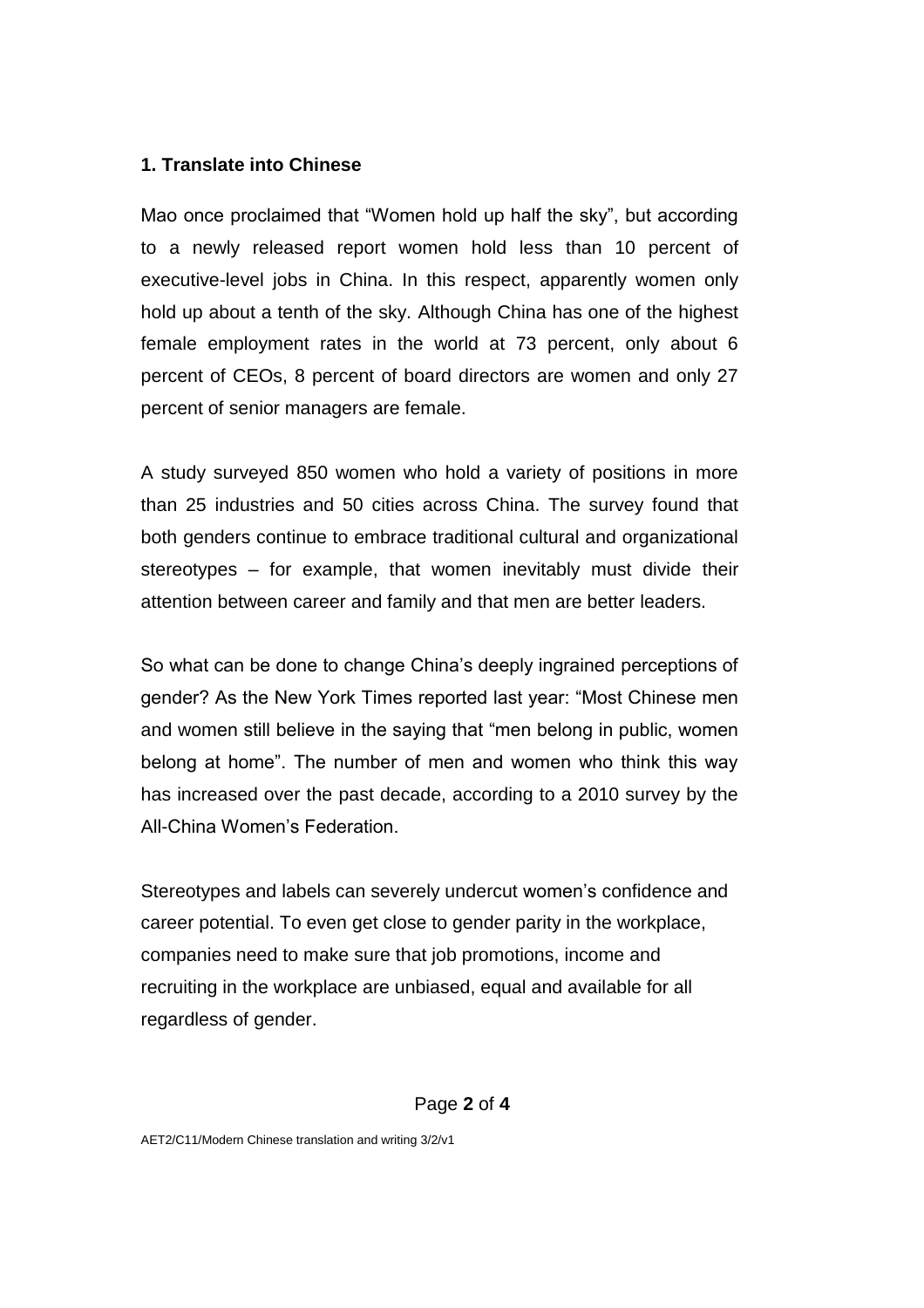**1. Translate into Chinese**

Mao once proclaimed that "Women hold up half the sky", but according to a newly released report women hold less than 10 percent of executive-level jobs in China. In this respect, apparently women only hold up about a tenth of the sky. Although China has one of the highest female employment rates in the world at 73 percent, only about 6 percent of CEOs, 8 percent of board directors are women and only 27 percent of senior managers are female.

A study surveyed 850 women who hold a variety of positions in more than 25 industries and 50 cities across China. The survey found that both genders continue to embrace traditional cultural and organizational stereotypes – for example, that women inevitably must divide their attention between career and family and that men are better leaders.

So what can be done to change China's deeply ingrained perceptions of gender? As the New York Times reported last year: "Most Chinese men and women still believe in the saying that "men belong in public, women belong at home". The number of men and women who think this way has increased over the past decade, according to a 2010 survey by the All-China Women's Federation.

Stereotypes and labels can severely undercut women's confidence and career potential. To even get close to gender parity in the workplace, companies need to make sure that job promotions, income and recruiting in the workplace are unbiased, equal and available for all regardless of gender.

AET2/C11/Modern Chinese translation and writing 3/2/v1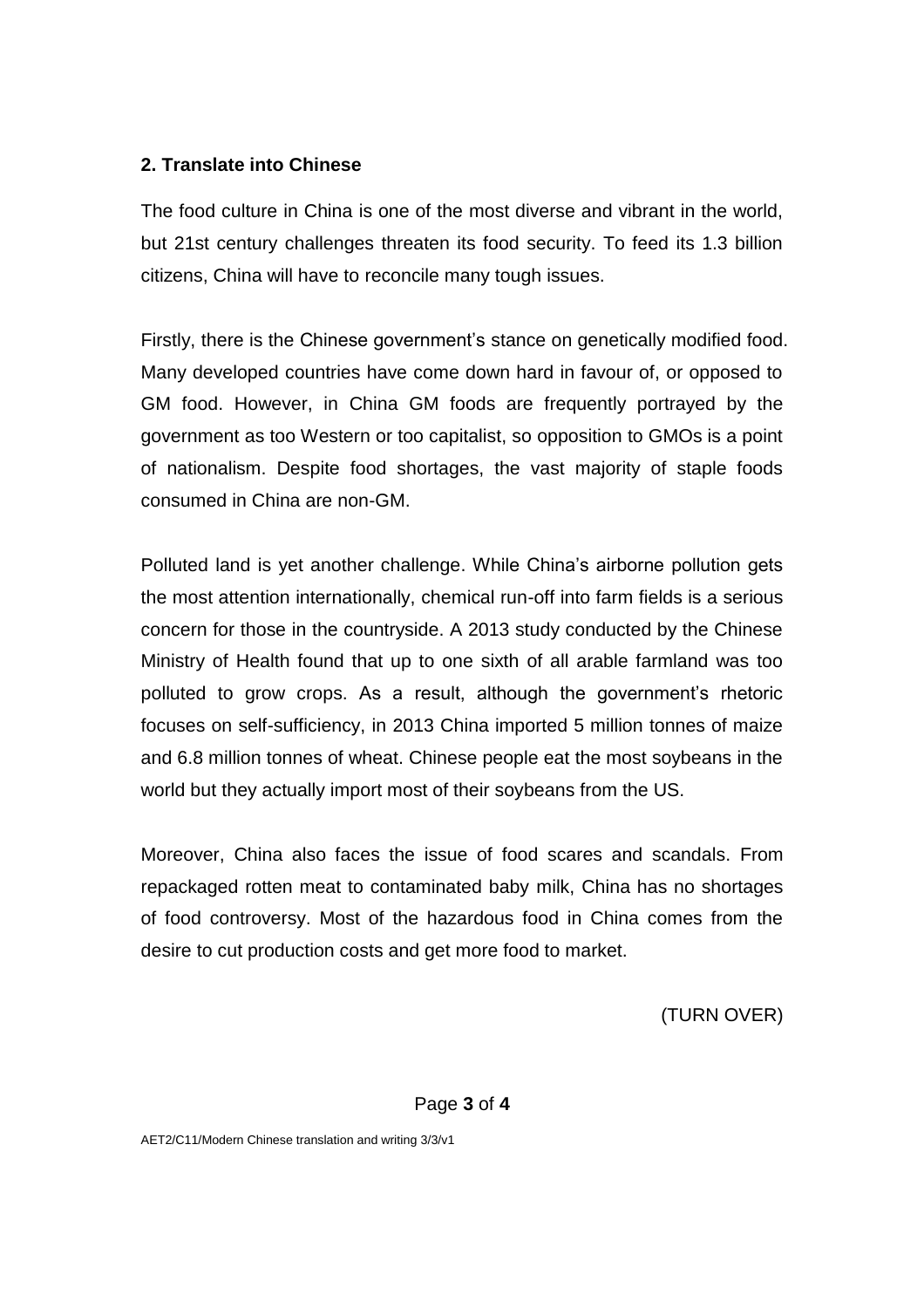**2. Translate into Chinese**

The food culture in China is one of the most diverse and vibrant in the world, but 21st century challenges threaten its food security. To feed its 1.3 billion citizens, China will have to reconcile many tough issues.

Firstly, there is the Chinese government's stance on genetically modified food. Many developed countries have come down hard in favour of, or opposed to GM food. However, in China GM foods are frequently portrayed by the government as too Western or too capitalist, so opposition to GMOs is a point of nationalism. Despite food shortages, the vast majority of staple foods consumed in China are non-GM.

Polluted land is yet another challenge. While China's airborne pollution gets the most attention internationally, chemical run-off into farm fields is a serious concern for those in the countryside. A 2013 study conducted by the Chinese Ministry of Health found that up to one sixth of all arable farmland was too polluted to grow crops. As a result, although the government's rhetoric focuses on self-sufficiency, in 2013 China imported 5 million tonnes of maize and 6.8 million tonnes of wheat. Chinese people eat the most soybeans in the world but they actually import most of their soybeans from the US.

Moreover, China also faces the issue of food scares and scandals. From repackaged rotten meat to contaminated baby milk, China has no shortages of food controversy. Most of the hazardous food in China comes from the desire to cut production costs and get more food to market.

(TURN OVER)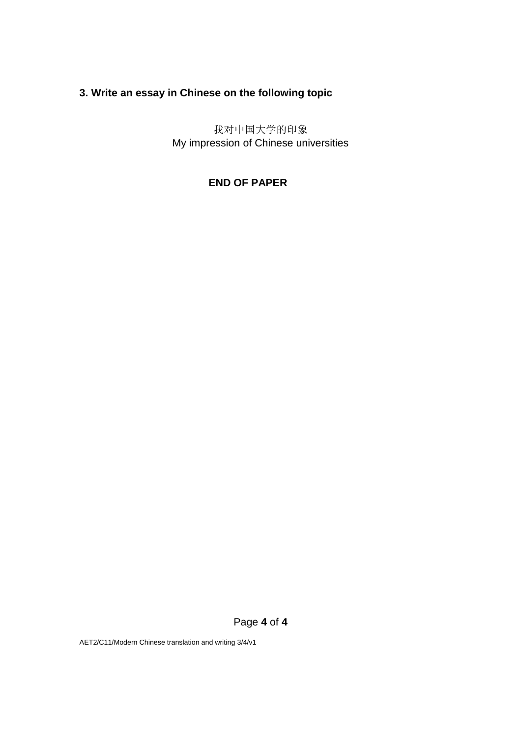**3. Write an essay in Chinese on the following topic**

我对中国大学的印象

My impression of Chinese universities

**END OF PAPER**